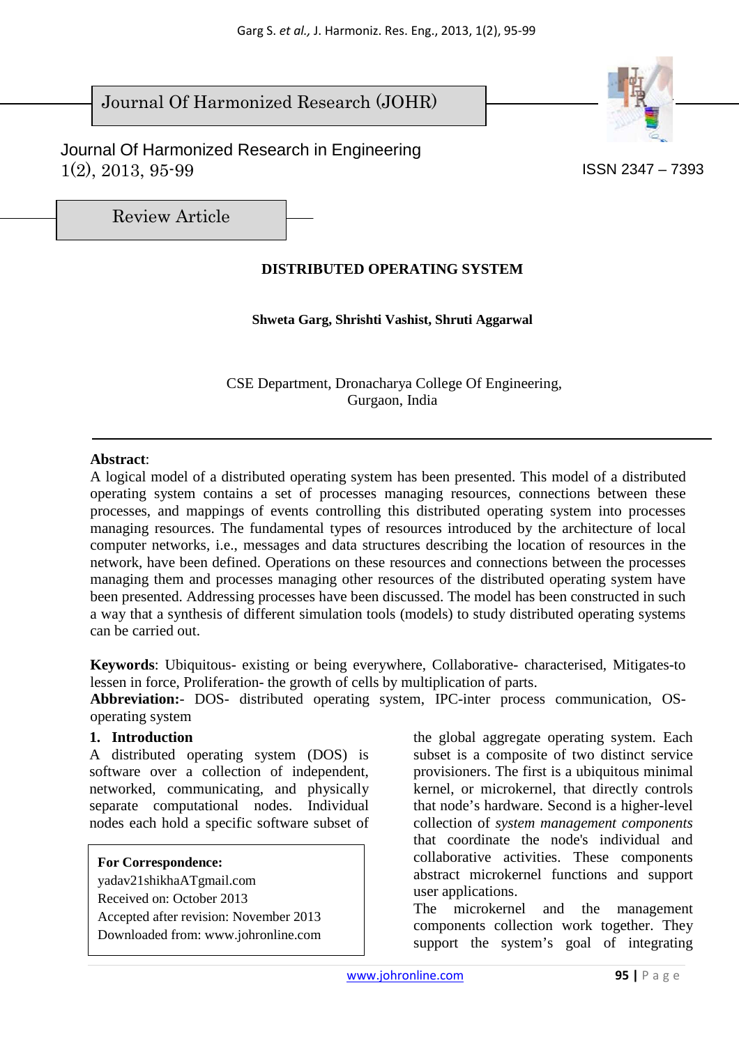Journal Of Harmonized Research (JOHR)

Journal Of Harmonized Research in Engineering
1(2), 2013, 95-99

ISSN 2347 – 7393

Review Article

# DISTRIBUTED OPERATING SYSTEM

**Shweta Garg, Shrishti Vashist, Shruti Aggarwal**

CSE Department, Dronacharya College Of Engineering,
Gurgaon, India

**Abstract**:
A logical model of a distributed operating system has been presented. This model of a distributed operating system contains a set of processes managing resources, connections between these processes, and mappings of events controlling this distributed operating system into processes managing resources. The fundamental types of resources introduced by the architecture of local computer networks, i.e., messages and data structures describing the location of resources in the network, have been defined. Operations on these resources and connections between the processes managing them and processes managing other resources of the distributed operating system have been presented. Addressing processes have been discussed. The model has been constructed in such a way that a synthesis of different simulation tools (models) to study distributed operating systems can be carried out.

**Keywords**: Ubiquitous- existing or being everywhere, Collaborative- characterised, Mitigates-to lessen in force, Proliferation- the growth of cells by multiplication of parts.
**Abbreviation:**- DOS- distributed operating system, IPC-inter process communication, OS-operating system

## 1. Introduction

A distributed operating system (DOS) is software over a collection of independent, networked, communicating, and physically separate computational nodes. Individual nodes each hold a specific software subset of the global aggregate operating system. Each subset is a composite of two distinct service provisioners. The first is a ubiquitous minimal kernel, or microkernel, that directly controls that node's hardware. Second is a higher-level collection of *system management components* that coordinate the node's individual and collaborative activities. These components abstract microkernel functions and support user applications.
The microkernel and the management components collection work together. They support the system's goal of integrating

**For Correspondence:**
yadav21shikhaATgmail.com
Received on: October 2013
Accepted after revision: November 2013
Downloaded from: www.johronline.com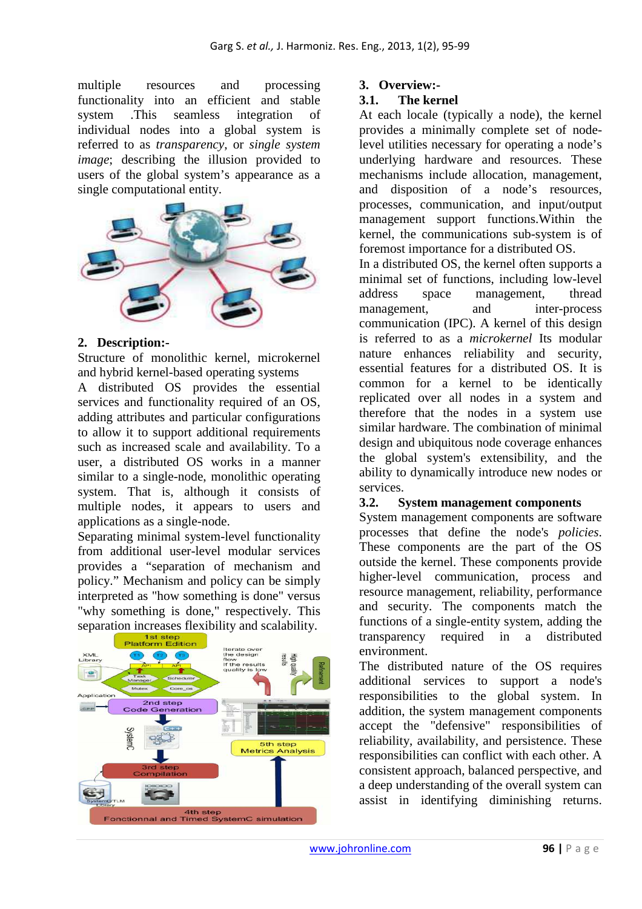multiple resources and processing functionality into an efficient and stable system .This seamless integration of individual nodes into a global system is referred to as *transparency*, or *single system image*; describing the illusion provided to users of the global system's appearance as a single computational entity.

## 2. Description:-

Structure of monolithic kernel, microkernel and hybrid kernel-based operating systems

A distributed OS provides the essential services and functionality required of an OS, adding attributes and particular configurations to allow it to support additional requirements such as increased scale and availability. To a user, a distributed OS works in a manner similar to a single-node, monolithic operating system. That is, although it consists of multiple nodes, it appears to users and applications as a single-node.

Separating minimal system-level functionality from additional user-level modular services provides a "separation of mechanism and policy." Mechanism and policy can be simply interpreted as "how something is done" versus "why something is done," respectively. This separation increases flexibility and scalability.

## 3. Overview:-

### 3.1. The kernel

At each locale (typically a node), the kernel provides a minimally complete set of node-level utilities necessary for operating a node's underlying hardware and resources. These mechanisms include allocation, management, and disposition of a node's resources, processes, communication, and input/output management support functions.Within the kernel, the communications sub-system is of foremost importance for a distributed OS.

In a distributed OS, the kernel often supports a minimal set of functions, including low-level address space management, thread management, and inter-process communication (IPC). A kernel of this design is referred to as a *microkernel* Its modular nature enhances reliability and security, essential features for a distributed OS. It is common for a kernel to be identically replicated over all nodes in a system and therefore that the nodes in a system use similar hardware. The combination of minimal design and ubiquitous node coverage enhances the global system's extensibility, and the ability to dynamically introduce new nodes or services.

### 3.2. System management components

System management components are software processes that define the node's *policies*. These components are the part of the OS outside the kernel. These components provide higher-level communication, process and resource management, reliability, performance and security. The components match the functions of a single-entity system, adding the transparency required in a distributed environment.

The distributed nature of the OS requires additional services to support a node's responsibilities to the global system. In addition, the system management components accept the "defensive" responsibilities of reliability, availability, and persistence. These responsibilities can conflict with each other. A consistent approach, balanced perspective, and a deep understanding of the overall system can assist in identifying diminishing returns.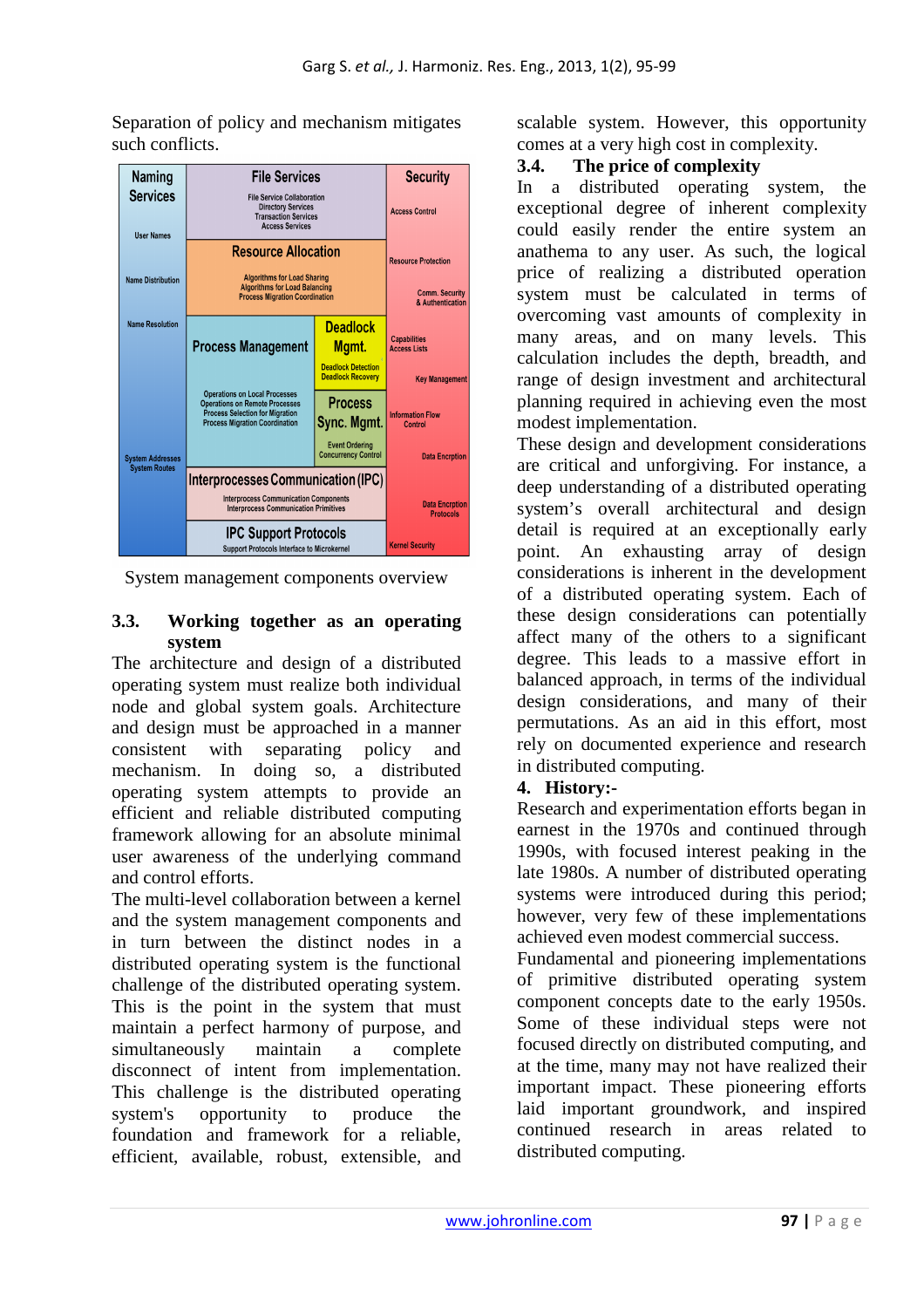Separation of policy and mechanism mitigates such conflicts.

System management components overview

### 3.3. Working together as an operating system

The architecture and design of a distributed operating system must realize both individual node and global system goals. Architecture and design must be approached in a manner consistent with separating policy and mechanism. In doing so, a distributed operating system attempts to provide an efficient and reliable distributed computing framework allowing for an absolute minimal user awareness of the underlying command and control efforts.

The multi-level collaboration between a kernel and the system management components and in turn between the distinct nodes in a distributed operating system is the functional challenge of the distributed operating system. This is the point in the system that must maintain a perfect harmony of purpose, and simultaneously maintain a complete disconnect of intent from implementation. This challenge is the distributed operating system's opportunity to produce the foundation and framework for a reliable, efficient, available, robust, extensible, and scalable system. However, this opportunity comes at a very high cost in complexity.

### 3.4. The price of complexity

In a distributed operating system, the exceptional degree of inherent complexity could easily render the entire system an anathema to any user. As such, the logical price of realizing a distributed operation system must be calculated in terms of overcoming vast amounts of complexity in many areas, and on many levels. This calculation includes the depth, breadth, and range of design investment and architectural planning required in achieving even the most modest implementation.

These design and development considerations are critical and unforgiving. For instance, a deep understanding of a distributed operating system's overall architectural and design detail is required at an exceptionally early point. An exhausting array of design considerations is inherent in the development of a distributed operating system. Each of these design considerations can potentially affect many of the others to a significant degree. This leads to a massive effort in balanced approach, in terms of the individual design considerations, and many of their permutations. As an aid in this effort, most rely on documented experience and research in distributed computing.

## 4. History:-

Research and experimentation efforts began in earnest in the 1970s and continued through 1990s, with focused interest peaking in the late 1980s. A number of distributed operating systems were introduced during this period; however, very few of these implementations achieved even modest commercial success.

Fundamental and pioneering implementations of primitive distributed operating system component concepts date to the early 1950s. Some of these individual steps were not focused directly on distributed computing, and at the time, many may not have realized their important impact. These pioneering efforts laid important groundwork, and inspired continued research in areas related to distributed computing.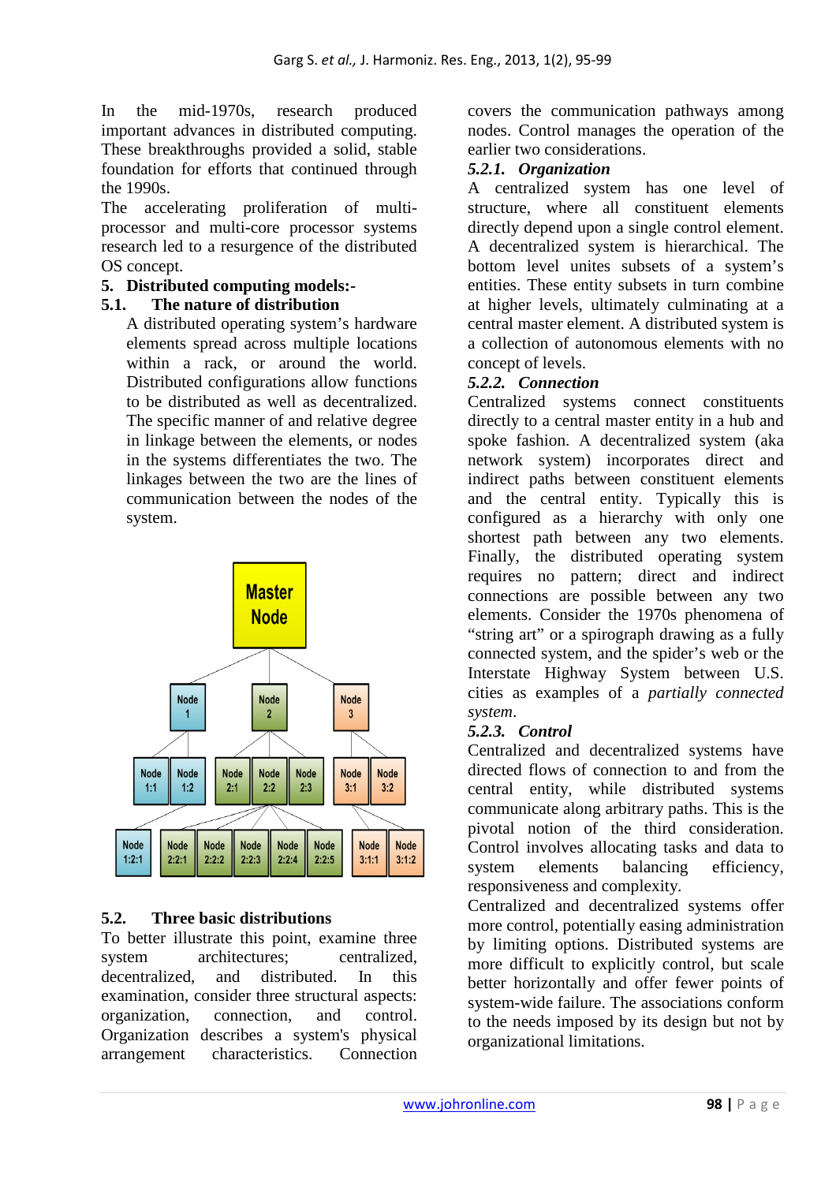In the mid-1970s, research produced important advances in distributed computing. These breakthroughs provided a solid, stable foundation for efforts that continued through the 1990s.

The accelerating proliferation of multi-processor and multi-core processor systems research led to a resurgence of the distributed OS concept.

## 5. Distributed computing models:-

### 5.1. The nature of distribution

A distributed operating system's hardware elements spread across multiple locations within a rack, or around the world. Distributed configurations allow functions to be distributed as well as decentralized. The specific manner of and relative degree in linkage between the elements, or nodes in the systems differentiates the two. The linkages between the two are the lines of communication between the nodes of the system.

### 5.2. Three basic distributions

To better illustrate this point, examine three system architectures; centralized, decentralized, and distributed. In this examination, consider three structural aspects: organization, connection, and control. Organization describes a system's physical arrangement characteristics. Connection covers the communication pathways among nodes. Control manages the operation of the earlier two considerations.

#### *5.2.1. Organization*

A centralized system has one level of structure, where all constituent elements directly depend upon a single control element. A decentralized system is hierarchical. The bottom level unites subsets of a system's entities. These entity subsets in turn combine at higher levels, ultimately culminating at a central master element. A distributed system is a collection of autonomous elements with no concept of levels.

#### *5.2.2. Connection*

Centralized systems connect constituents directly to a central master entity in a hub and spoke fashion. A decentralized system (aka network system) incorporates direct and indirect paths between constituent elements and the central entity. Typically this is configured as a hierarchy with only one shortest path between any two elements. Finally, the distributed operating system requires no pattern; direct and indirect connections are possible between any two elements. Consider the 1970s phenomena of "string art" or a spirograph drawing as a fully connected system, and the spider's web or the Interstate Highway System between U.S. cities as examples of a *partially connected system*.

#### *5.2.3. Control*

Centralized and decentralized systems have directed flows of connection to and from the central entity, while distributed systems communicate along arbitrary paths. This is the pivotal notion of the third consideration. Control involves allocating tasks and data to system elements balancing efficiency, responsiveness and complexity.

Centralized and decentralized systems offer more control, potentially easing administration by limiting options. Distributed systems are more difficult to explicitly control, but scale better horizontally and offer fewer points of system-wide failure. The associations conform to the needs imposed by its design but not by organizational limitations.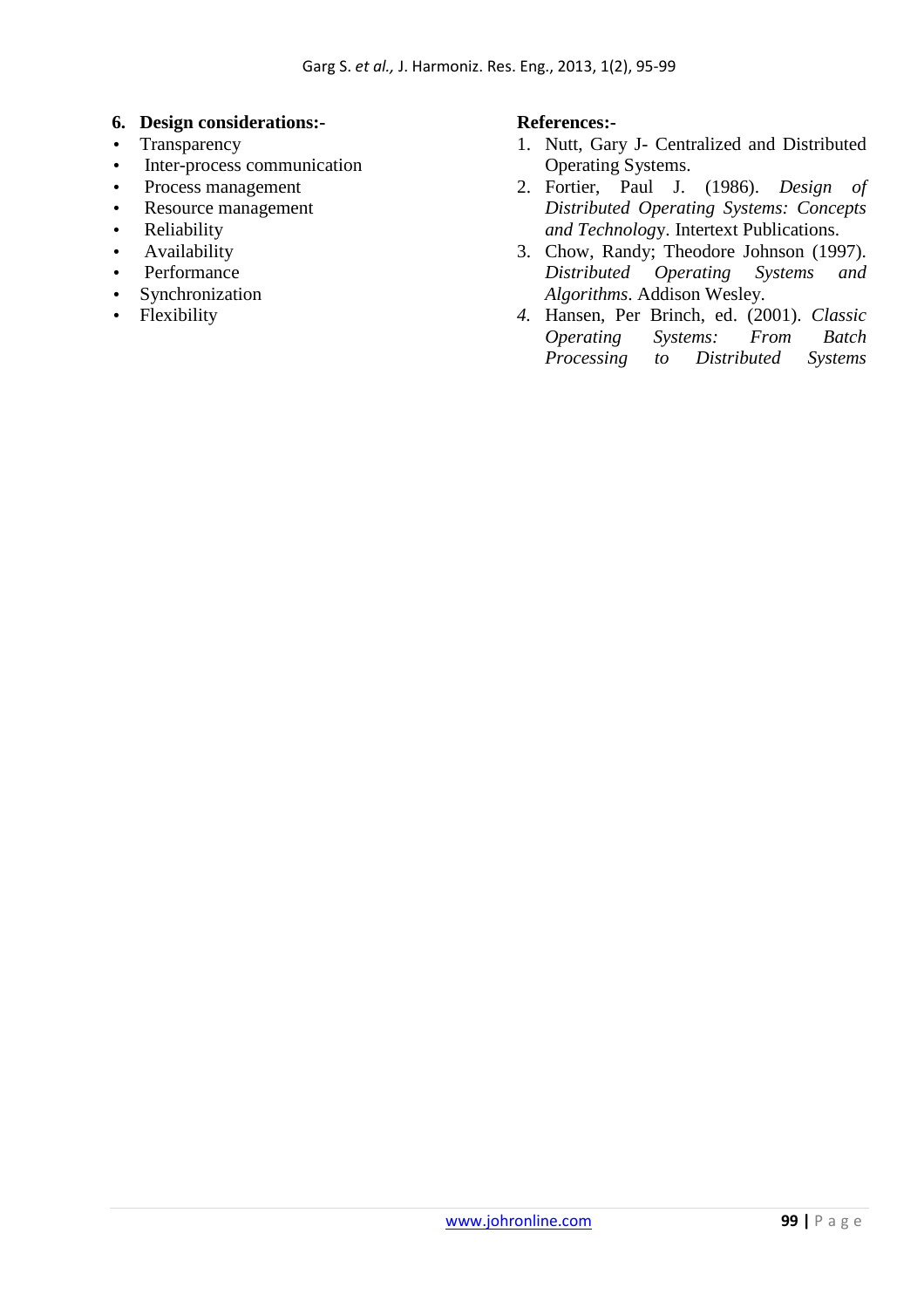## 6. Design considerations:-

- Transparency
- Inter-process communication
- Process management
- Resource management
- Reliability
- Availability
- Performance
- Synchronization
- Flexibility

## References:-

1. Nutt, Gary J- Centralized and Distributed Operating Systems.
2. Fortier, Paul J. (1986). *Design of Distributed Operating Systems: Concepts and Technology*. Intertext Publications.
3. Chow, Randy; Theodore Johnson (1997). *Distributed Operating Systems and Algorithms*. Addison Wesley.
4. Hansen, Per Brinch, ed. (2001). *Classic Operating Systems: From Batch Processing to Distributed Systems*